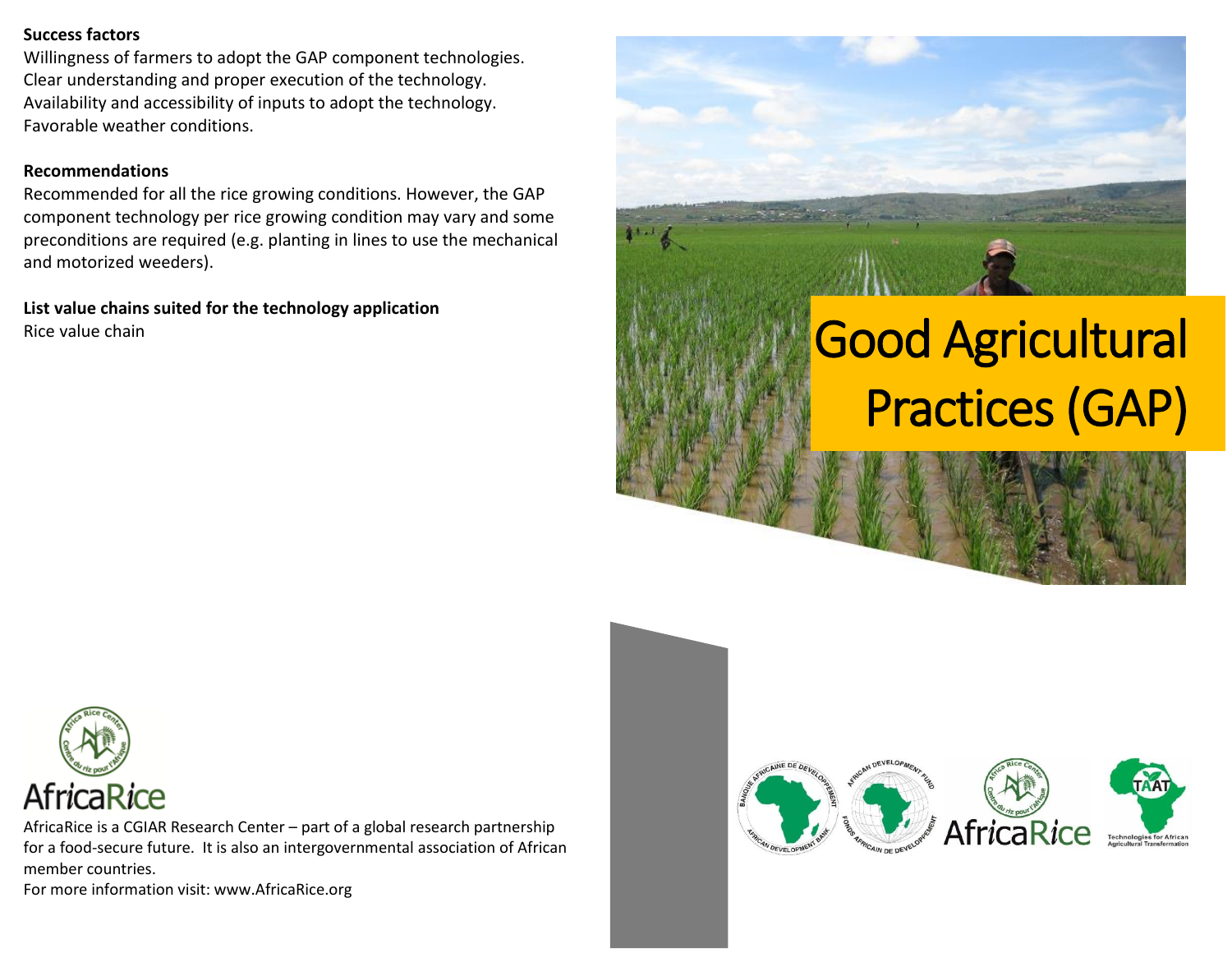**Success factors**

Willingness of farmers to adopt the GAP component technologies.
Clear understanding and proper execution of the technology.
Availability and accessibility of inputs to adopt the technology.
Favorable weather conditions.

**Recommendations**

Recommended for all the rice growing conditions. However, the GAP component technology per rice growing condition may vary and some preconditions are required (e.g. planting in lines to use the mechanical and motorized weeders).

**List value chains suited for the technology application**

Rice value chain

AfricaRice

AfricaRice is a CGIAR Research Center – part of a global research partnership for a food-secure future. It is also an intergovernmental association of African member countries.
For more information visit: www.AfricaRice.org

# Good Agricultural Practices (GAP)

AfricaRice

Technologies for African Agricultural Transformation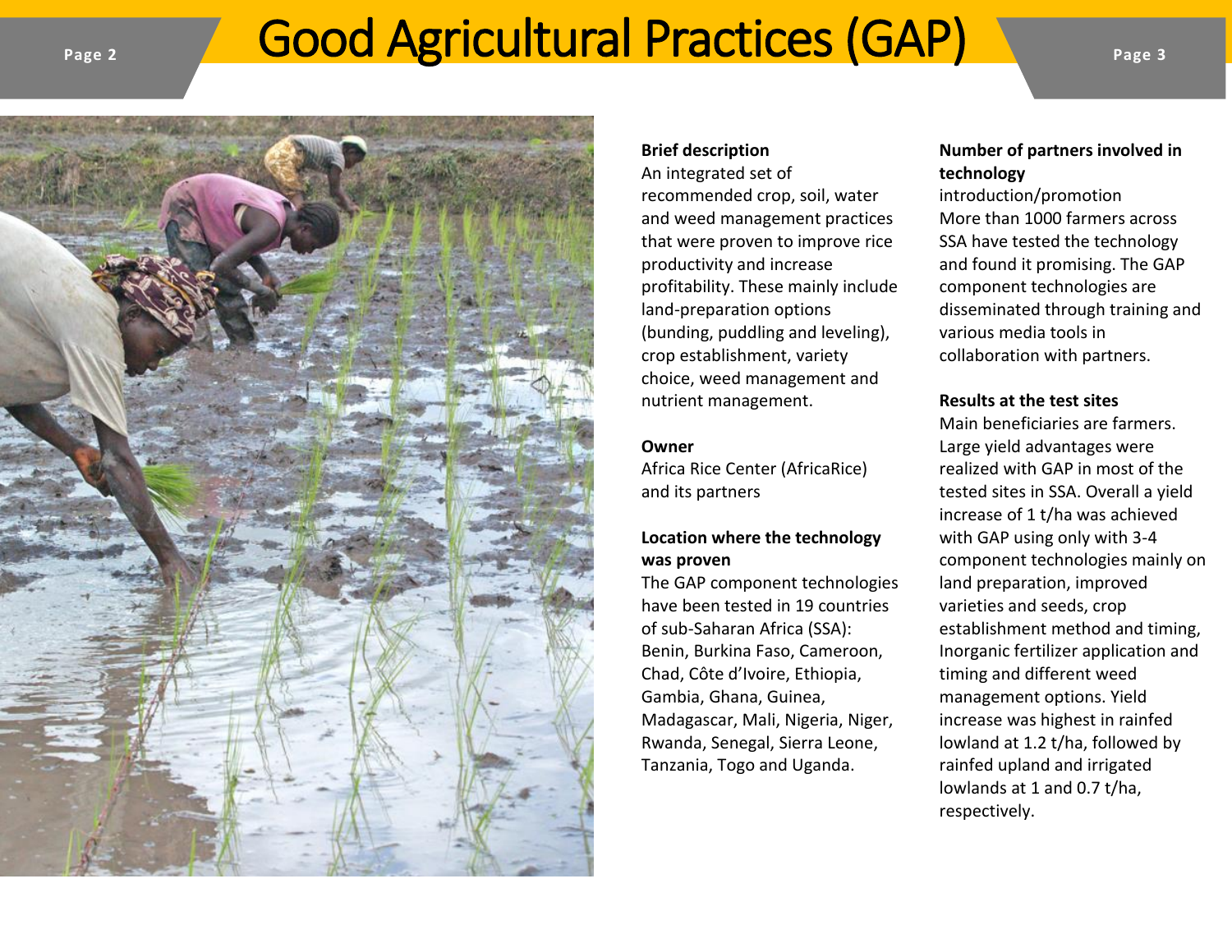# Good Agricultural Practices (GAP)

**Brief description**

An integrated set of recommended crop, soil, water and weed management practices that were proven to improve rice productivity and increase profitability. These mainly include land-preparation options (bunding, puddling and leveling), crop establishment, variety choice, weed management and nutrient management.

**Owner**

Africa Rice Center (AfricaRice) and its partners

**Location where the technology was proven**

The GAP component technologies have been tested in 19 countries of sub-Saharan Africa (SSA): Benin, Burkina Faso, Cameroon, Chad, Côte d'Ivoire, Ethiopia, Gambia, Ghana, Guinea, Madagascar, Mali, Nigeria, Niger, Rwanda, Senegal, Sierra Leone, Tanzania, Togo and Uganda.

**Number of partners involved in technology**

introduction/promotion

More than 1000 farmers across SSA have tested the technology and found it promising. The GAP component technologies are disseminated through training and various media tools in collaboration with partners.

**Results at the test sites**

Main beneficiaries are farmers. Large yield advantages were realized with GAP in most of the tested sites in SSA. Overall a yield increase of 1 t/ha was achieved with GAP using only with 3-4 component technologies mainly on land preparation, improved varieties and seeds, crop establishment method and timing, Inorganic fertilizer application and timing and different weed management options. Yield increase was highest in rainfed lowland at 1.2 t/ha, followed by rainfed upland and irrigated lowlands at 1 and 0.7 t/ha, respectively.